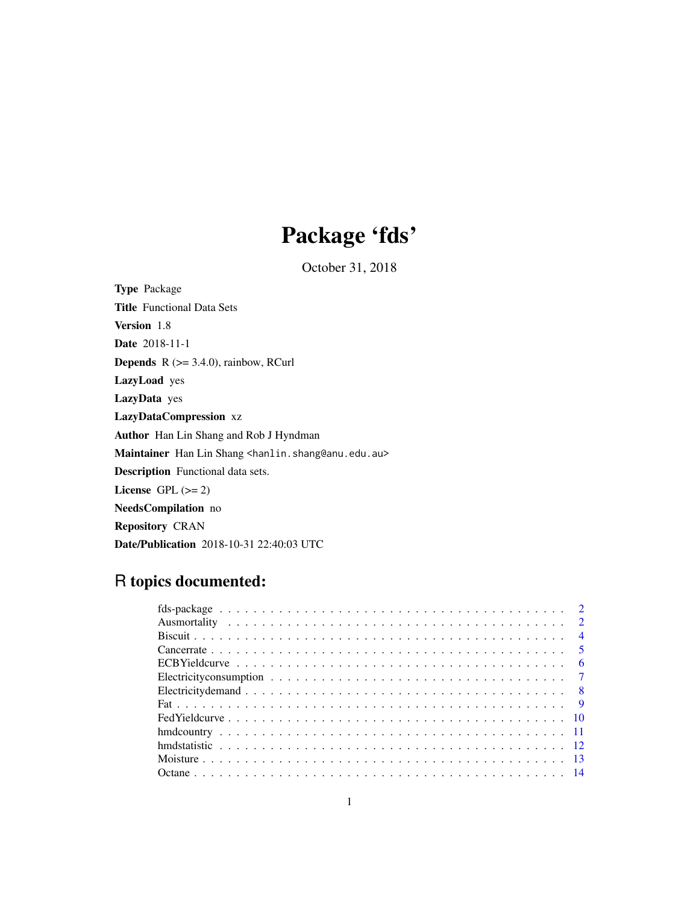# Package 'fds'

October 31, 2018

**Type** Package

**Title** Functional Data Sets

**Version** 1.8

**Date** 2018-11-1

**Depends** R (>= 3.4.0), rainbow, RCurl

**LazyLoad** yes

**LazyData** yes

**LazyDataCompression** xz

**Author** Han Lin Shang and Rob J Hyndman

**Maintainer** Han Lin Shang <hanlin.shang@anu.edu.au>

**Description** Functional data sets.

**License** GPL (>= 2)

**NeedsCompilation** no

**Repository** CRAN

**Date/Publication** 2018-10-31 22:40:03 UTC

## R topics documented:

| | |
|---|---|
| fds-package | 2 |
| Ausmortality | 2 |
| Biscuit | 4 |
| Cancerrate | 5 |
| ECBYieldcurve | 6 |
| Electricityconsumption | 7 |
| Electricitydemand | 8 |
| Fat | 9 |
| FedYieldcurve | 10 |
| hmdcountry | 11 |
| hmdstatistic | 12 |
| Moisture | 13 |
| Octane | 14 |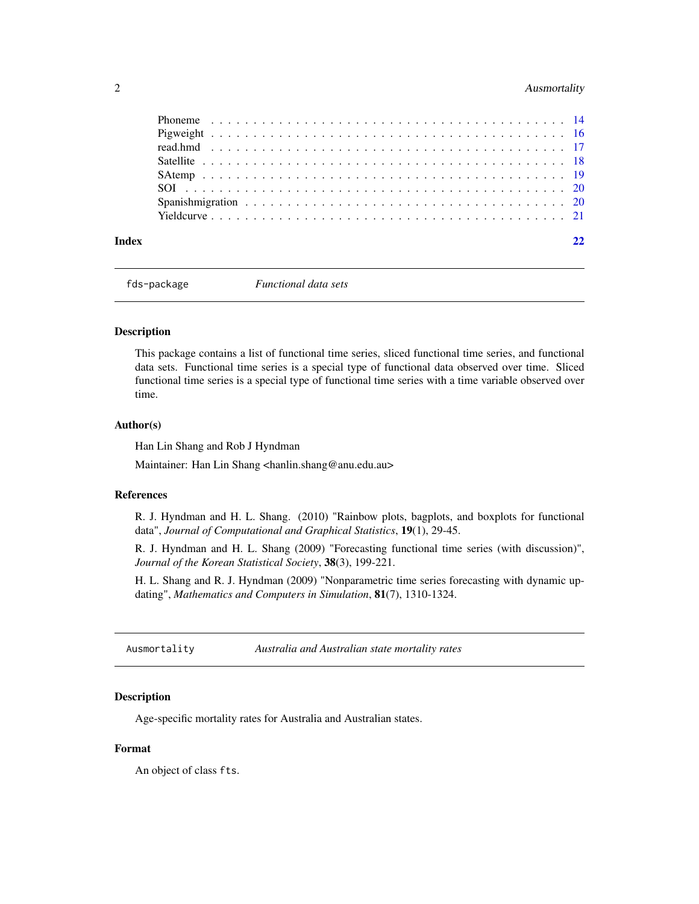Phoneme . . . . . . . . . . . . . . . . . . . . . . . . . . . . . . . . . . . . . . . . 14
Pigweight . . . . . . . . . . . . . . . . . . . . . . . . . . . . . . . . . . . . . . . 16
read.hmd . . . . . . . . . . . . . . . . . . . . . . . . . . . . . . . . . . . . . . . 17
Satellite . . . . . . . . . . . . . . . . . . . . . . . . . . . . . . . . . . . . . . . 18
SAtemp . . . . . . . . . . . . . . . . . . . . . . . . . . . . . . . . . . . . . . . . 19
SOI . . . . . . . . . . . . . . . . . . . . . . . . . . . . . . . . . . . . . . . . . . 20
Spanishmigration . . . . . . . . . . . . . . . . . . . . . . . . . . . . . . . . . . 20
Yieldcurve . . . . . . . . . . . . . . . . . . . . . . . . . . . . . . . . . . . . . . 21

**Index** **22**

---

`fds-package` *Functional data sets*

---

### Description

This package contains a list of functional time series, sliced functional time series, and functional data sets. Functional time series is a special type of functional data observed over time. Sliced functional time series is a special type of functional time series with a time variable observed over time.

### Author(s)

Han Lin Shang and Rob J Hyndman

Maintainer: Han Lin Shang <hanlin.shang@anu.edu.au>

### References

R. J. Hyndman and H. L. Shang. (2010) "Rainbow plots, bagplots, and boxplots for functional data", *Journal of Computational and Graphical Statistics*, **19**(1), 29-45.

R. J. Hyndman and H. L. Shang (2009) "Forecasting functional time series (with discussion)", *Journal of the Korean Statistical Society*, **38**(3), 199-221.

H. L. Shang and R. J. Hyndman (2009) "Nonparametric time series forecasting with dynamic updating", *Mathematics and Computers in Simulation*, **81**(7), 1310-1324.

---

`Ausmortality` *Australia and Australian state mortality rates*

---

### Description

Age-specific mortality rates for Australia and Australian states.

### Format

An object of class `fts`.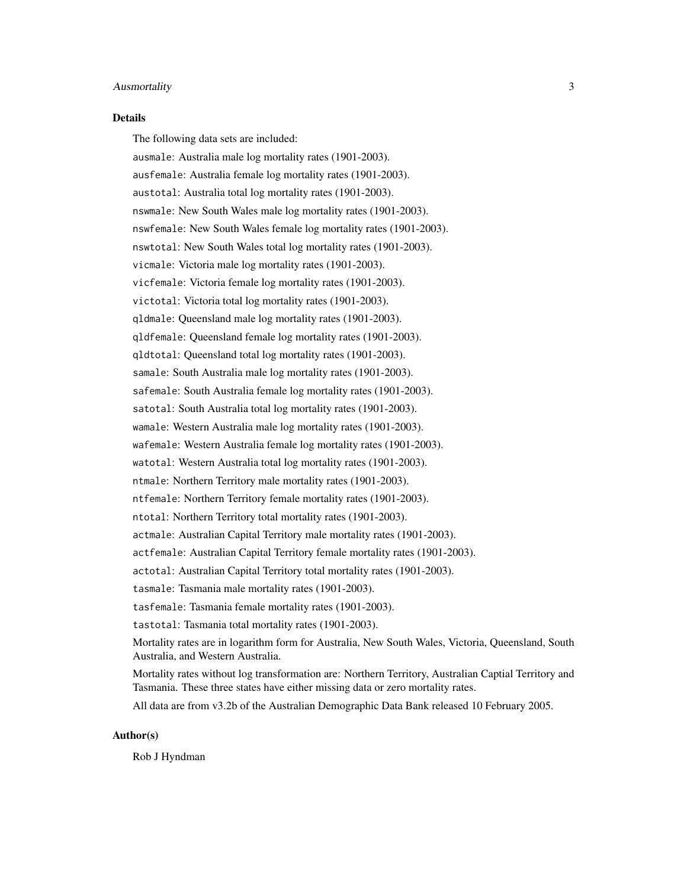### Details

The following data sets are included:

`ausmale`: Australia male log mortality rates (1901-2003).

`ausfemale`: Australia female log mortality rates (1901-2003).

`austotal`: Australia total log mortality rates (1901-2003).

`nswmale`: New South Wales male log mortality rates (1901-2003).

`nswfemale`: New South Wales female log mortality rates (1901-2003).

`nswtotal`: New South Wales total log mortality rates (1901-2003).

`vicmale`: Victoria male log mortality rates (1901-2003).

`vicfemale`: Victoria female log mortality rates (1901-2003).

`victotal`: Victoria total log mortality rates (1901-2003).

`qldmale`: Queensland male log mortality rates (1901-2003).

`qldfemale`: Queensland female log mortality rates (1901-2003).

`qldtotal`: Queensland total log mortality rates (1901-2003).

`samale`: South Australia male log mortality rates (1901-2003).

`safemale`: South Australia female log mortality rates (1901-2003).

`satotal`: South Australia total log mortality rates (1901-2003).

`wamale`: Western Australia male log mortality rates (1901-2003).

`wafemale`: Western Australia female log mortality rates (1901-2003).

`watotal`: Western Australia total log mortality rates (1901-2003).

`ntmale`: Northern Territory male mortality rates (1901-2003).

`ntfemale`: Northern Territory female mortality rates (1901-2003).

`ntotal`: Northern Territory total mortality rates (1901-2003).

`actmale`: Australian Capital Territory male mortality rates (1901-2003).

`actfemale`: Australian Capital Territory female mortality rates (1901-2003).

`actotal`: Australian Capital Territory total mortality rates (1901-2003).

`tasmale`: Tasmania male mortality rates (1901-2003).

`tasfemale`: Tasmania female mortality rates (1901-2003).

`tastotal`: Tasmania total mortality rates (1901-2003).

Mortality rates are in logarithm form for Australia, New South Wales, Victoria, Queensland, South Australia, and Western Australia.

Mortality rates without log transformation are: Northern Territory, Australian Captial Territory and Tasmania. These three states have either missing data or zero mortality rates.

All data are from v3.2b of the Australian Demographic Data Bank released 10 February 2005.

### Author(s)

Rob J Hyndman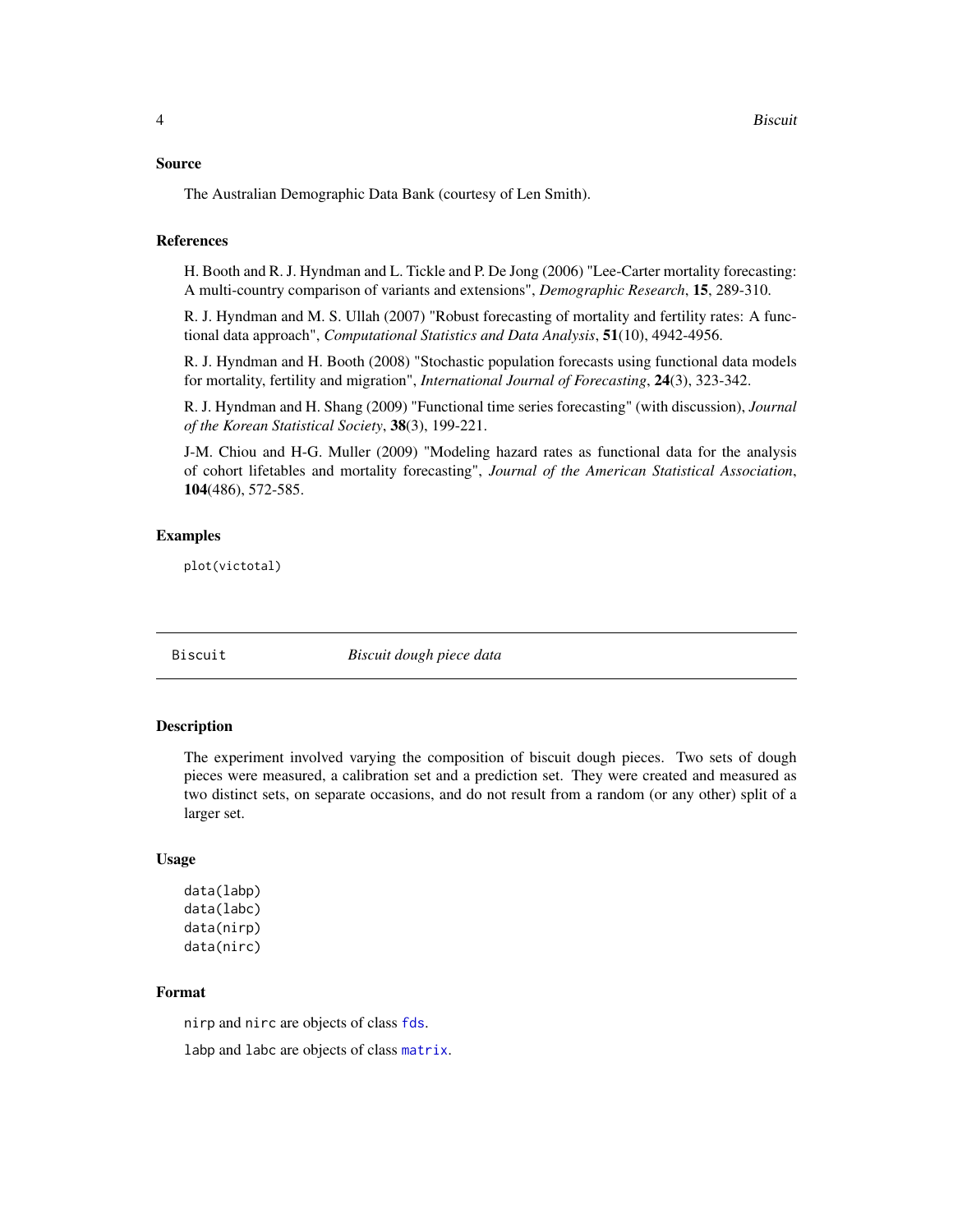### Source

The Australian Demographic Data Bank (courtesy of Len Smith).

### References

H. Booth and R. J. Hyndman and L. Tickle and P. De Jong (2006) "Lee-Carter mortality forecasting: A multi-country comparison of variants and extensions", *Demographic Research*, **15**, 289-310.

R. J. Hyndman and M. S. Ullah (2007) "Robust forecasting of mortality and fertility rates: A functional data approach", *Computational Statistics and Data Analysis*, **51**(10), 4942-4956.

R. J. Hyndman and H. Booth (2008) "Stochastic population forecasts using functional data models for mortality, fertility and migration", *International Journal of Forecasting*, **24**(3), 323-342.

R. J. Hyndman and H. Shang (2009) "Functional time series forecasting" (with discussion), *Journal of the Korean Statistical Society*, **38**(3), 199-221.

J-M. Chiou and H-G. Muller (2009) "Modeling hazard rates as functional data for the analysis of cohort lifetables and mortality forecasting", *Journal of the American Statistical Association*, **104**(486), 572-585.

### Examples

```
plot(victotal)
```

---

## Biscuit — *Biscuit dough piece data*

### Description

The experiment involved varying the composition of biscuit dough pieces. Two sets of dough pieces were measured, a calibration set and a prediction set. They were created and measured as two distinct sets, on separate occasions, and do not result from a random (or any other) split of a larger set.

### Usage

```
data(labp)
data(labc)
data(nirp)
data(nirc)
```

### Format

`nirp` and `nirc` are objects of class `fds`.

`labp` and `labc` are objects of class `matrix`.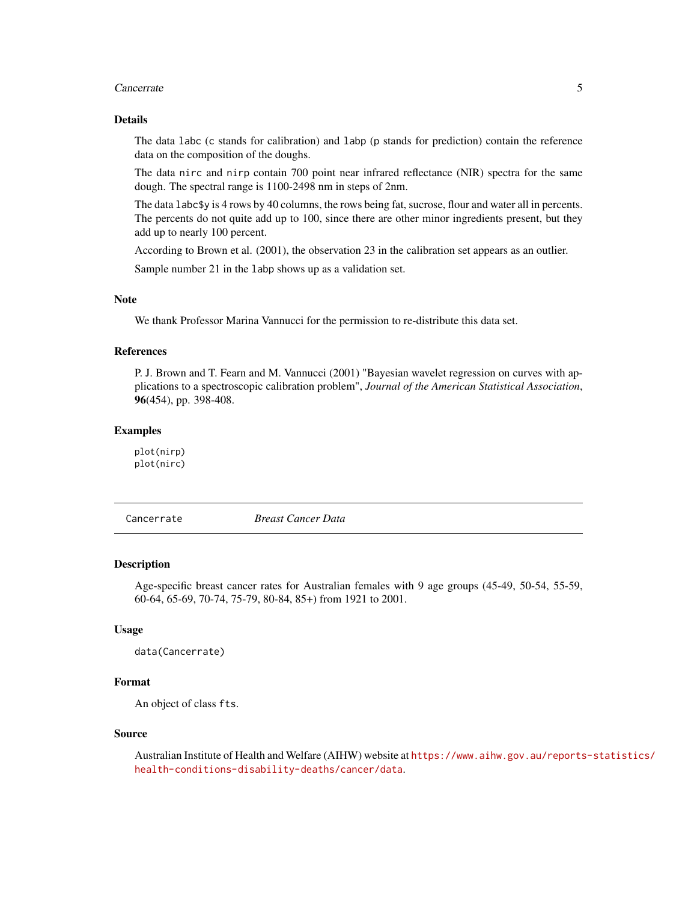### Details

The data labc (c stands for calibration) and labp (p stands for prediction) contain the reference data on the composition of the doughs.

The data nirc and nirp contain 700 point near infrared reflectance (NIR) spectra for the same dough. The spectral range is 1100-2498 nm in steps of 2nm.

The data labc$y is 4 rows by 40 columns, the rows being fat, sucrose, flour and water all in percents. The percents do not quite add up to 100, since there are other minor ingredients present, but they add up to nearly 100 percent.

According to Brown et al. (2001), the observation 23 in the calibration set appears as an outlier.

Sample number 21 in the labp shows up as a validation set.

### Note

We thank Professor Marina Vannucci for the permission to re-distribute this data set.

### References

P. J. Brown and T. Fearn and M. Vannucci (2001) "Bayesian wavelet regression on curves with applications to a spectroscopic calibration problem", *Journal of the American Statistical Association*, **96**(454), pp. 398-408.

### Examples

```
plot(nirp)
plot(nirc)
```

---

## Cancerrate *Breast Cancer Data*

### Description

Age-specific breast cancer rates for Australian females with 9 age groups (45-49, 50-54, 55-59, 60-64, 65-69, 70-74, 75-79, 80-84, 85+) from 1921 to 2001.

### Usage

```
data(Cancerrate)
```

### Format

An object of class fts.

### Source

Australian Institute of Health and Welfare (AIHW) website at https://www.aihw.gov.au/reports-statistics/health-conditions-disability-deaths/cancer/data.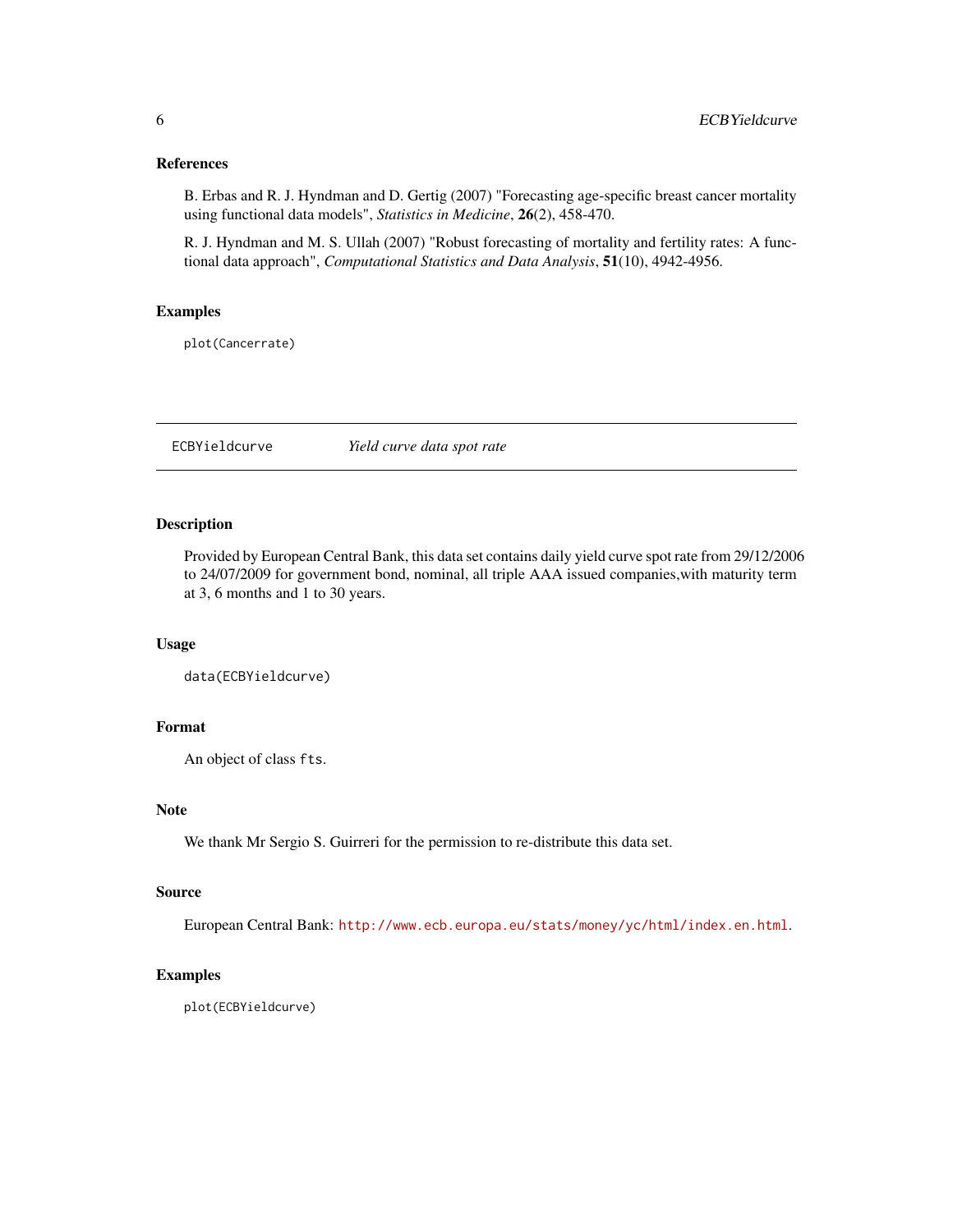### References

B. Erbas and R. J. Hyndman and D. Gertig (2007) "Forecasting age-specific breast cancer mortality using functional data models", *Statistics in Medicine*, **26**(2), 458-470.

R. J. Hyndman and M. S. Ullah (2007) "Robust forecasting of mortality and fertility rates: A functional data approach", *Computational Statistics and Data Analysis*, **51**(10), 4942-4956.

### Examples

```
plot(Cancerrate)
```

---

## ECBYieldcurve — *Yield curve data spot rate*

### Description

Provided by European Central Bank, this data set contains daily yield curve spot rate from 29/12/2006 to 24/07/2009 for government bond, nominal, all triple AAA issued companies,with maturity term at 3, 6 months and 1 to 30 years.

### Usage

```
data(ECBYieldcurve)
```

### Format

An object of class `fts`.

### Note

We thank Mr Sergio S. Guirreri for the permission to re-distribute this data set.

### Source

European Central Bank: http://www.ecb.europa.eu/stats/money/yc/html/index.en.html.

### Examples

```
plot(ECBYieldcurve)
```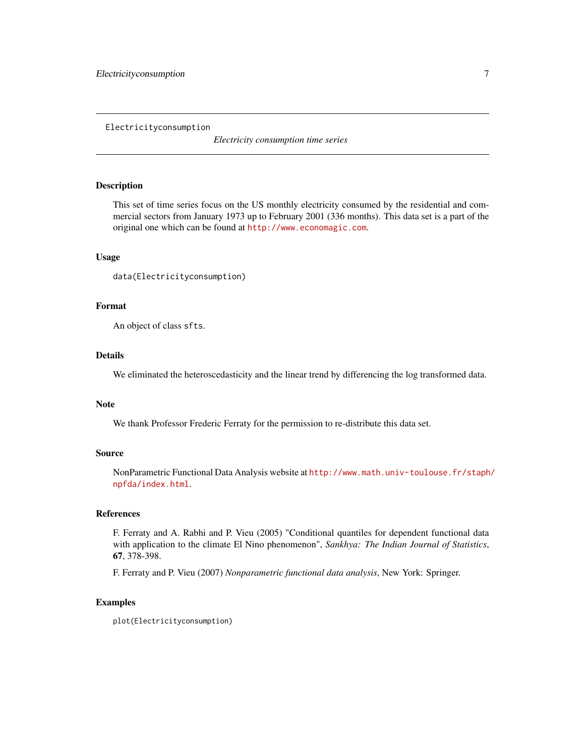Electricityconsumption    *Electricity consumption time series*

## Description

This set of time series focus on the US monthly electricity consumed by the residential and commercial sectors from January 1973 up to February 2001 (336 months). This data set is a part of the original one which can be found at http://www.economagic.com.

## Usage

```
data(Electricityconsumption)
```

## Format

An object of class `sfts`.

## Details

We eliminated the heteroscedasticity and the linear trend by differencing the log transformed data.

## Note

We thank Professor Frederic Ferraty for the permission to re-distribute this data set.

## Source

NonParametric Functional Data Analysis website at http://www.math.univ-toulouse.fr/staph/npfda/index.html.

## References

F. Ferraty and A. Rabhi and P. Vieu (2005) "Conditional quantiles for dependent functional data with application to the climate El Nino phenomenon", *Sankhya: The Indian Journal of Statistics*, **67**, 378-398.

F. Ferraty and P. Vieu (2007) *Nonparametric functional data analysis*, New York: Springer.

## Examples

```
plot(Electricityconsumption)
```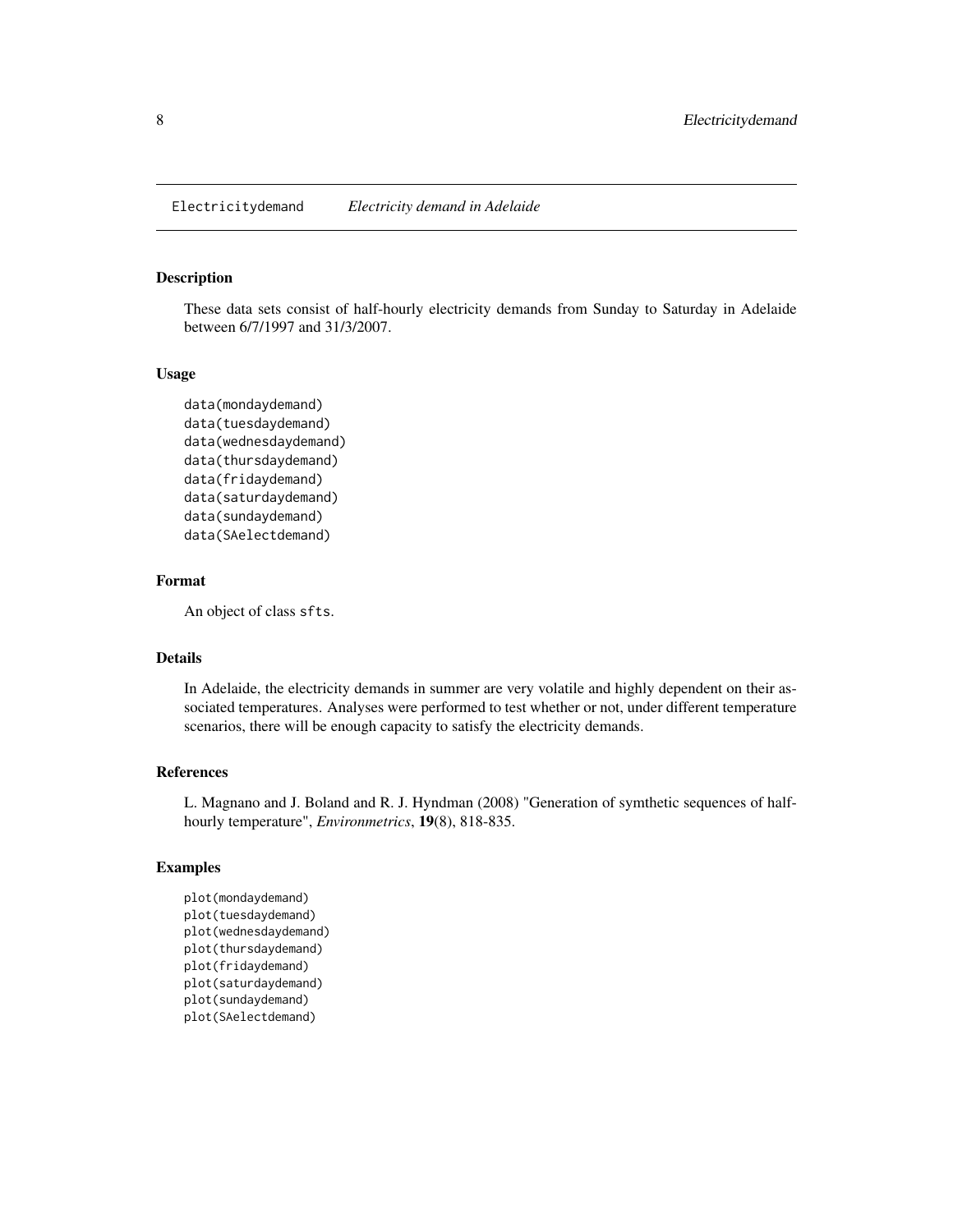Electricitydemand *Electricity demand in Adelaide*

## Description

These data sets consist of half-hourly electricity demands from Sunday to Saturday in Adelaide between 6/7/1997 and 31/3/2007.

## Usage

```
data(mondaydemand)
data(tuesdaydemand)
data(wednesdaydemand)
data(thursdaydemand)
data(fridaydemand)
data(saturdaydemand)
data(sundaydemand)
data(SAelectdemand)
```

## Format

An object of class `sfts`.

## Details

In Adelaide, the electricity demands in summer are very volatile and highly dependent on their associated temperatures. Analyses were performed to test whether or not, under different temperature scenarios, there will be enough capacity to satisfy the electricity demands.

## References

L. Magnano and J. Boland and R. J. Hyndman (2008) "Generation of symthetic sequences of half-hourly temperature", *Environmetrics*, **19**(8), 818-835.

## Examples

```
plot(mondaydemand)
plot(tuesdaydemand)
plot(wednesdaydemand)
plot(thursdaydemand)
plot(fridaydemand)
plot(saturdaydemand)
plot(sundaydemand)
plot(SAelectdemand)
```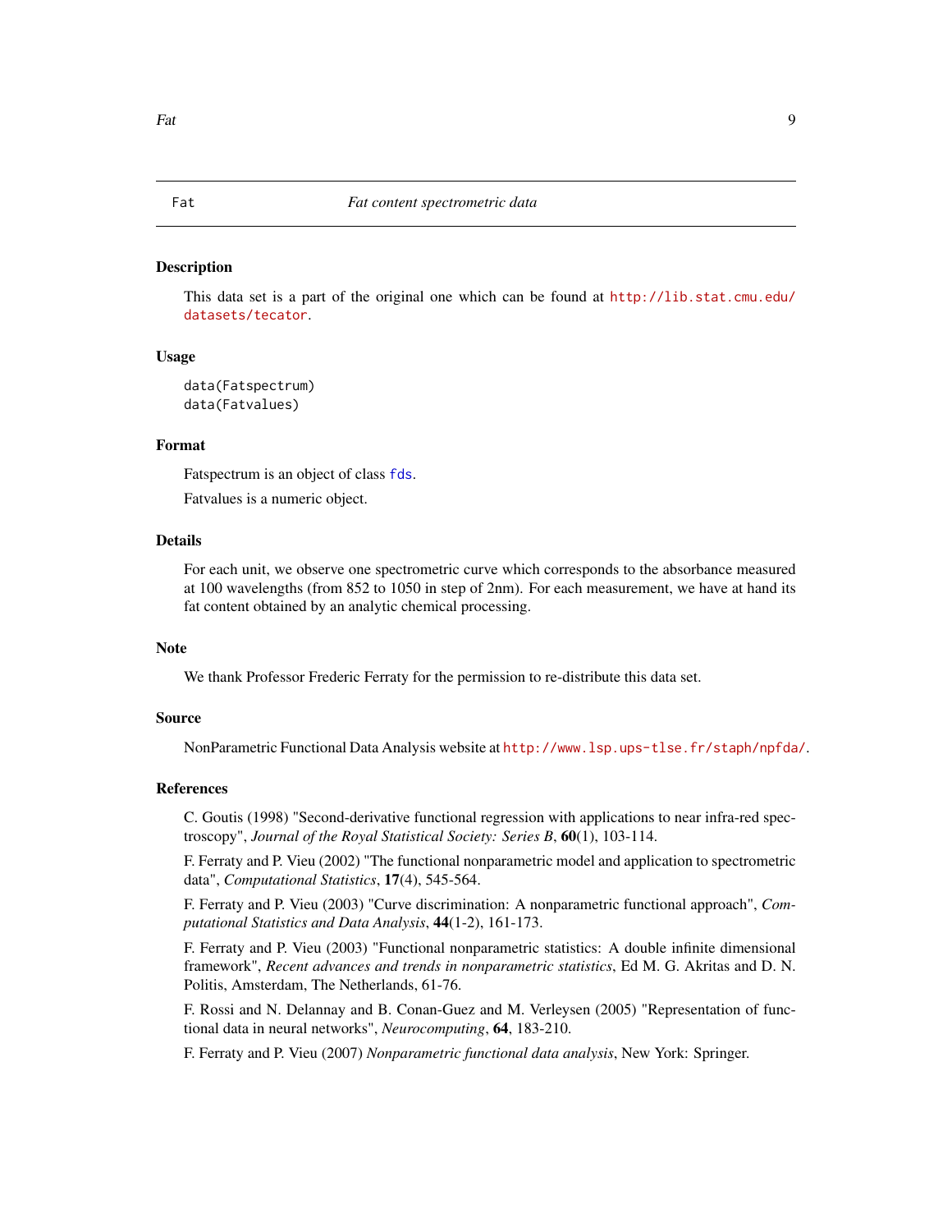Fat *Fat content spectrometric data*

## Description

This data set is a part of the original one which can be found at http://lib.stat.cmu.edu/datasets/tecator.

## Usage

```
data(Fatspectrum)
data(Fatvalues)
```

## Format

Fatspectrum is an object of class fds.

Fatvalues is a numeric object.

## Details

For each unit, we observe one spectrometric curve which corresponds to the absorbance measured at 100 wavelengths (from 852 to 1050 in step of 2nm). For each measurement, we have at hand its fat content obtained by an analytic chemical processing.

## Note

We thank Professor Frederic Ferraty for the permission to re-distribute this data set.

## Source

NonParametric Functional Data Analysis website at http://www.lsp.ups-tlse.fr/staph/npfda/.

## References

C. Goutis (1998) "Second-derivative functional regression with applications to near infra-red spectroscopy", *Journal of the Royal Statistical Society: Series B*, **60**(1), 103-114.

F. Ferraty and P. Vieu (2002) "The functional nonparametric model and application to spectrometric data", *Computational Statistics*, **17**(4), 545-564.

F. Ferraty and P. Vieu (2003) "Curve discrimination: A nonparametric functional approach", *Computational Statistics and Data Analysis*, **44**(1-2), 161-173.

F. Ferraty and P. Vieu (2003) "Functional nonparametric statistics: A double infinite dimensional framework", *Recent advances and trends in nonparametric statistics*, Ed M. G. Akritas and D. N. Politis, Amsterdam, The Netherlands, 61-76.

F. Rossi and N. Delannay and B. Conan-Guez and M. Verleysen (2005) "Representation of functional data in neural networks", *Neurocomputing*, **64**, 183-210.

F. Ferraty and P. Vieu (2007) *Nonparametric functional data analysis*, New York: Springer.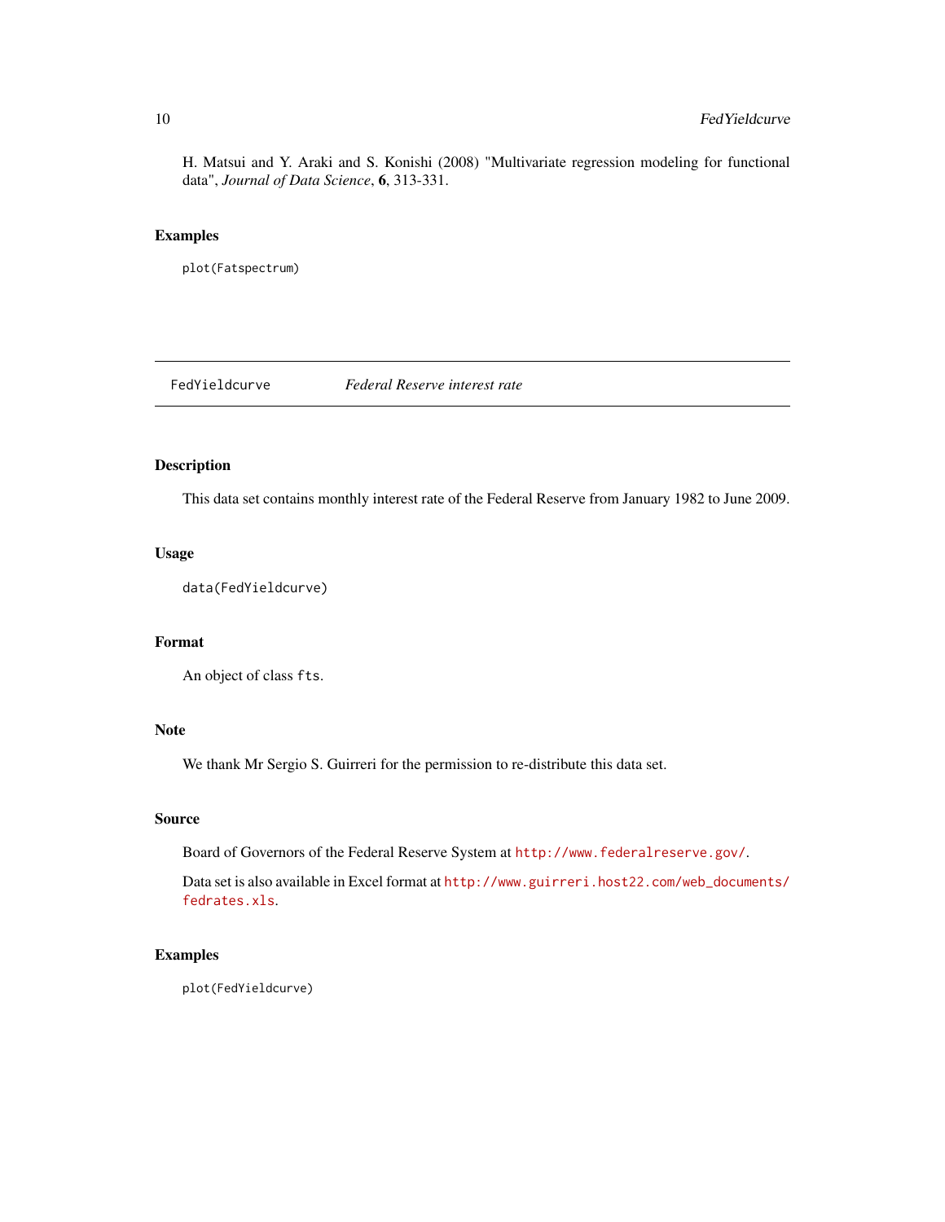H. Matsui and Y. Araki and S. Konishi (2008) "Multivariate regression modeling for functional data", *Journal of Data Science*, **6**, 313-331.

### Examples

```
plot(Fatspectrum)
```

---

## FedYieldcurve *Federal Reserve interest rate*

---

### Description

This data set contains monthly interest rate of the Federal Reserve from January 1982 to June 2009.

### Usage

```
data(FedYieldcurve)
```

### Format

An object of class `fts`.

### Note

We thank Mr Sergio S. Guirreri for the permission to re-distribute this data set.

### Source

Board of Governors of the Federal Reserve System at `http://www.federalreserve.gov/`.

Data set is also available in Excel format at `http://www.guirreri.host22.com/web_documents/fedrates.xls`.

### Examples

```
plot(FedYieldcurve)
```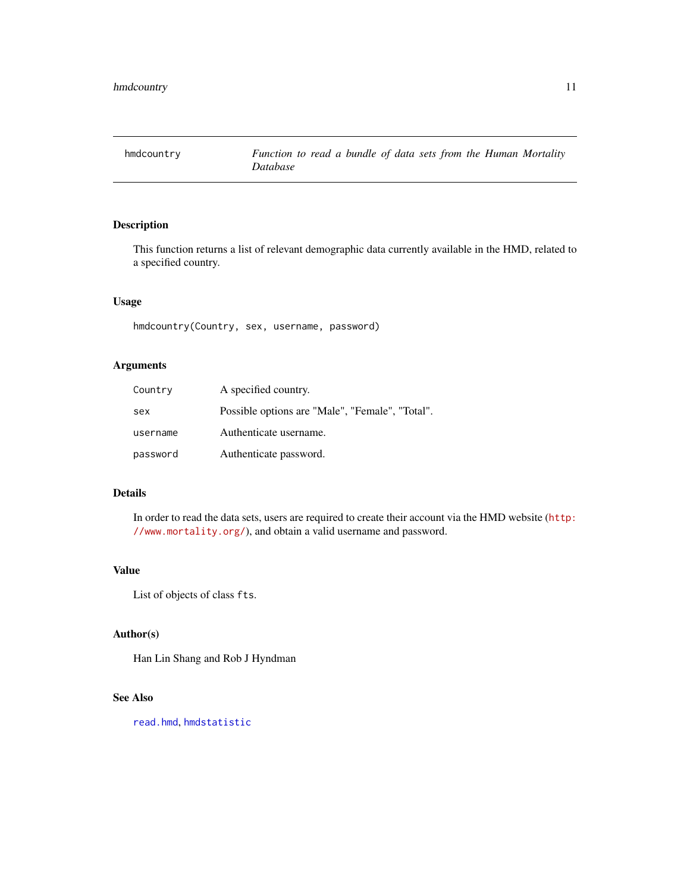## hmdcountry — *Function to read a bundle of data sets from the Human Mortality Database*

### Description

This function returns a list of relevant demographic data currently available in the HMD, related to a specified country.

### Usage

```
hmdcountry(Country, sex, username, password)
```

### Arguments

| | |
|---|---|
| `Country` | A specified country. |
| `sex` | Possible options are "Male", "Female", "Total". |
| `username` | Authenticate username. |
| `password` | Authenticate password. |

### Details

In order to read the data sets, users are required to create their account via the HMD website (http://www.mortality.org/), and obtain a valid username and password.

### Value

List of objects of class `fts`.

### Author(s)

Han Lin Shang and Rob J Hyndman

### See Also

`read.hmd`, `hmdstatistic`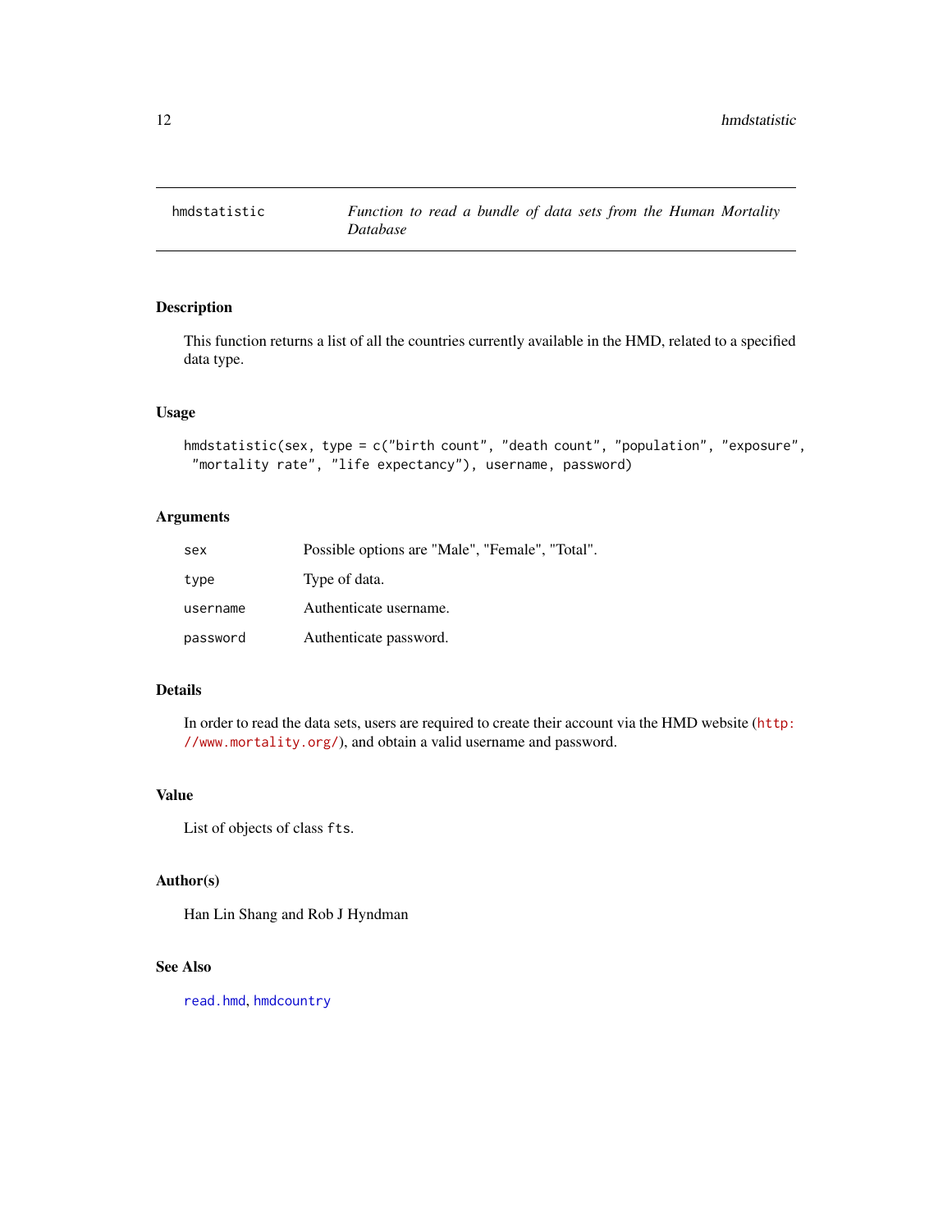# hmdstatistic

*Function to read a bundle of data sets from the Human Mortality Database*

## Description

This function returns a list of all the countries currently available in the HMD, related to a specified data type.

## Usage

```
hmdstatistic(sex, type = c("birth count", "death count", "population", "exposure",
 "mortality rate", "life expectancy"), username, password)
```

## Arguments

| | |
|---|---|
| `sex` | Possible options are "Male", "Female", "Total". |
| `type` | Type of data. |
| `username` | Authenticate username. |
| `password` | Authenticate password. |

## Details

In order to read the data sets, users are required to create their account via the HMD website (http://www.mortality.org/), and obtain a valid username and password.

## Value

List of objects of class `fts`.

## Author(s)

Han Lin Shang and Rob J Hyndman

## See Also

`read.hmd`, `hmdcountry`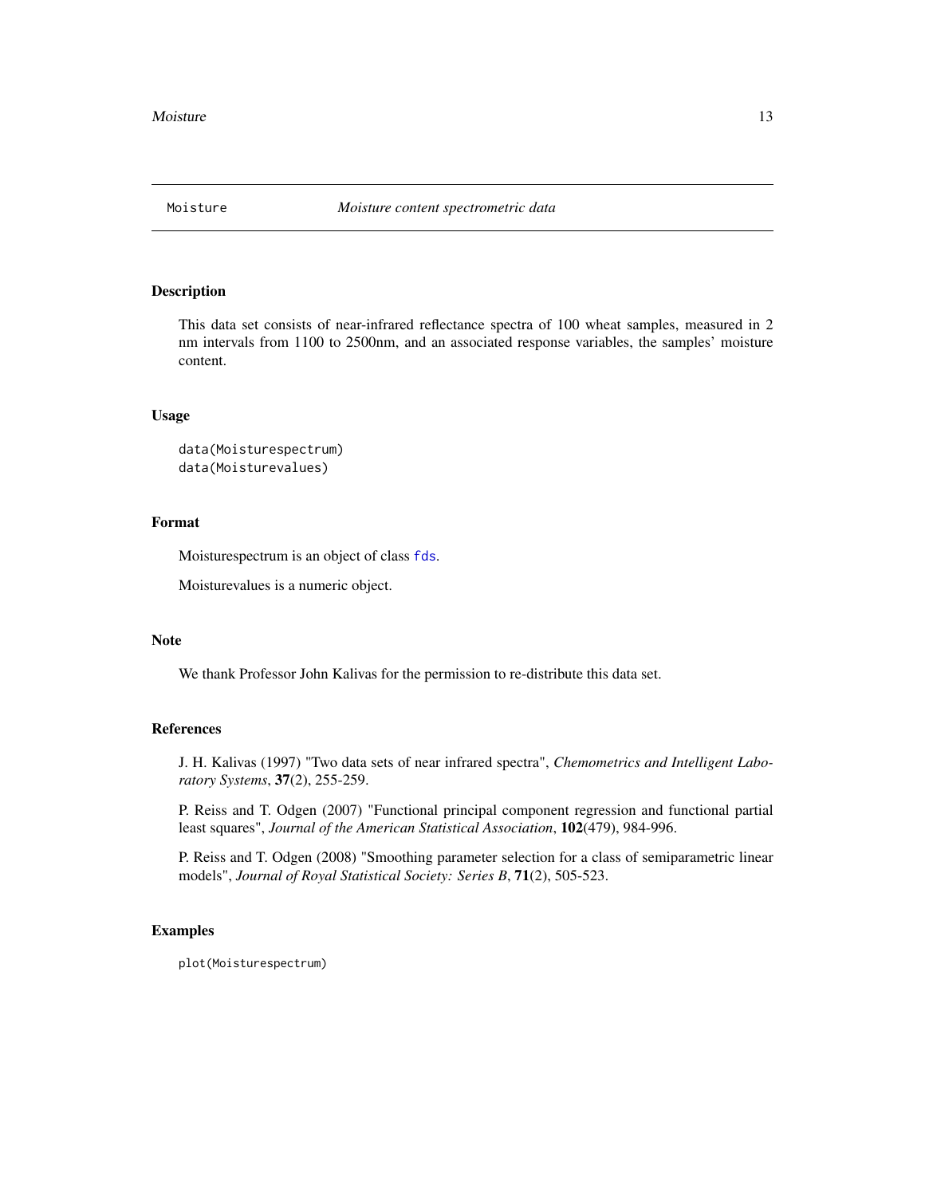# Moisture — *Moisture content spectrometric data*

## Description

This data set consists of near-infrared reflectance spectra of 100 wheat samples, measured in 2 nm intervals from 1100 to 2500nm, and an associated response variables, the samples' moisture content.

## Usage

```
data(Moisturespectrum)
data(Moisturevalues)
```

## Format

Moisturespectrum is an object of class `fds`.

Moisturevalues is a numeric object.

## Note

We thank Professor John Kalivas for the permission to re-distribute this data set.

## References

J. H. Kalivas (1997) "Two data sets of near infrared spectra", *Chemometrics and Intelligent Laboratory Systems*, **37**(2), 255-259.

P. Reiss and T. Odgen (2007) "Functional principal component regression and functional partial least squares", *Journal of the American Statistical Association*, **102**(479), 984-996.

P. Reiss and T. Odgen (2008) "Smoothing parameter selection for a class of semiparametric linear models", *Journal of Royal Statistical Society: Series B*, **71**(2), 505-523.

## Examples

```
plot(Moisturespectrum)
```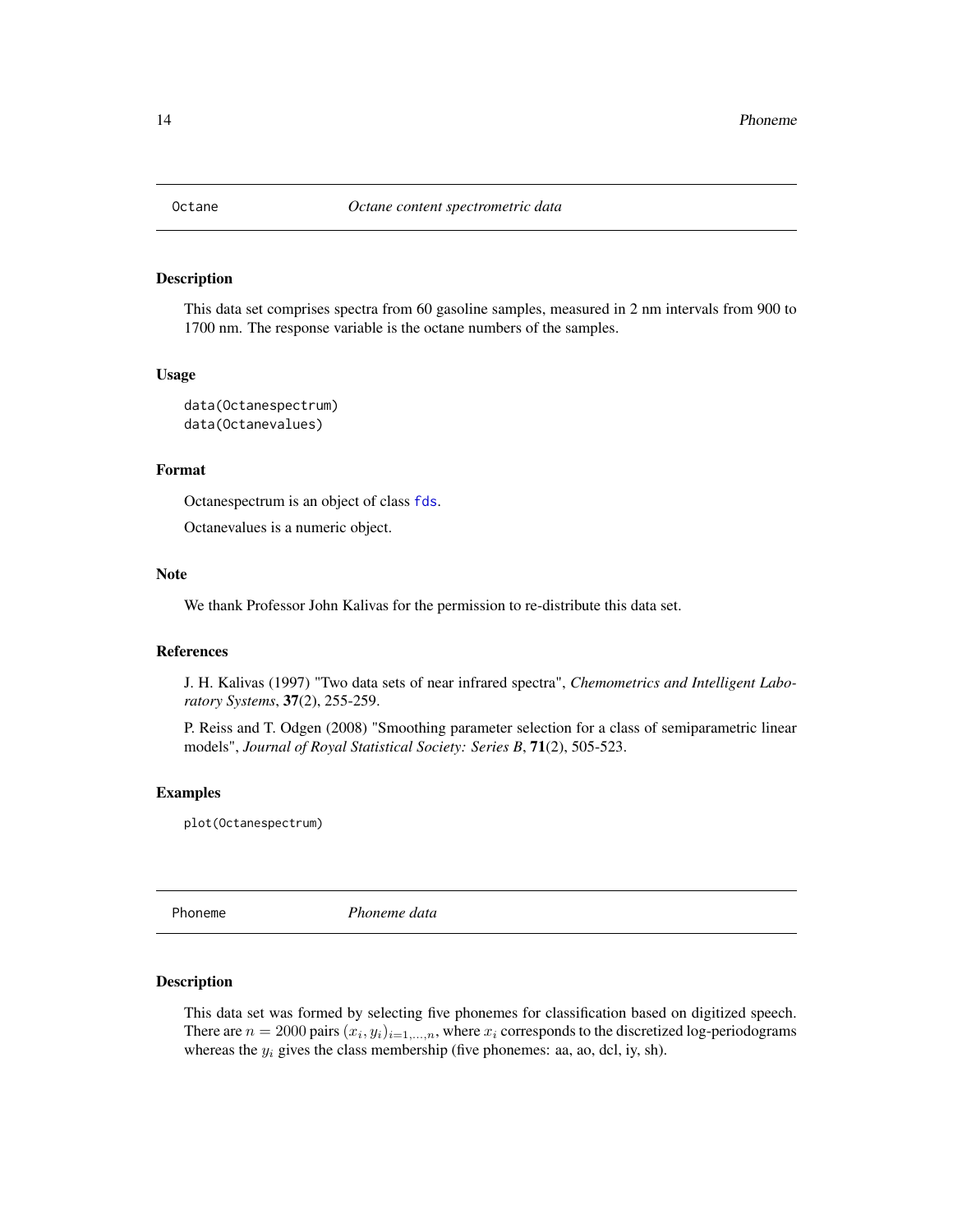## Octane *Octane content spectrometric data*

### Description

This data set comprises spectra from 60 gasoline samples, measured in 2 nm intervals from 900 to 1700 nm. The response variable is the octane numbers of the samples.

### Usage

```
data(Octanespectrum)
data(Octanevalues)
```

### Format

Octanespectrum is an object of class fds.

Octanevalues is a numeric object.

### Note

We thank Professor John Kalivas for the permission to re-distribute this data set.

### References

J. H. Kalivas (1997) "Two data sets of near infrared spectra", *Chemometrics and Intelligent Laboratory Systems*, **37**(2), 255-259.

P. Reiss and T. Odgen (2008) "Smoothing parameter selection for a class of semiparametric linear models", *Journal of Royal Statistical Society: Series B*, **71**(2), 505-523.

### Examples

```
plot(Octanespectrum)
```

## Phoneme *Phoneme data*

### Description

This data set was formed by selecting five phonemes for classification based on digitized speech. There are $n = 2000$ pairs $(x_i, y_i)_{i=1,\dots,n}$, where $x_i$ corresponds to the discretized log-periodograms whereas the $y_i$ gives the class membership (five phonemes: aa, ao, dcl, iy, sh).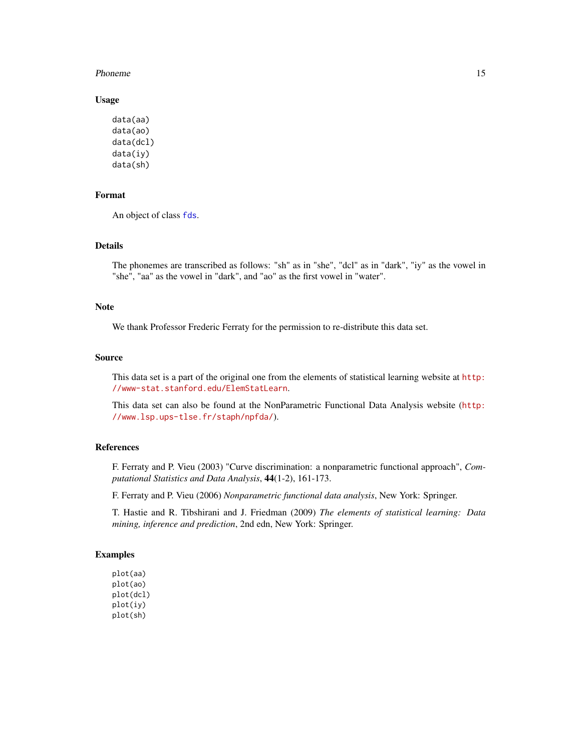## Usage

```
data(aa)
data(ao)
data(dcl)
data(iy)
data(sh)
```

## Format

An object of class fds.

## Details

The phonemes are transcribed as follows: "sh" as in "she", "dcl" as in "dark", "iy" as the vowel in "she", "aa" as the vowel in "dark", and "ao" as the first vowel in "water".

## Note

We thank Professor Frederic Ferraty for the permission to re-distribute this data set.

## Source

This data set is a part of the original one from the elements of statistical learning website at http://www-stat.stanford.edu/ElemStatLearn.

This data set can also be found at the NonParametric Functional Data Analysis website (http://www.lsp.ups-tlse.fr/staph/npfda/).

## References

F. Ferraty and P. Vieu (2003) "Curve discrimination: a nonparametric functional approach", *Computational Statistics and Data Analysis*, **44**(1-2), 161-173.

F. Ferraty and P. Vieu (2006) *Nonparametric functional data analysis*, New York: Springer.

T. Hastie and R. Tibshirani and J. Friedman (2009) *The elements of statistical learning: Data mining, inference and prediction*, 2nd edn, New York: Springer.

## Examples

```
plot(aa)
plot(ao)
plot(dcl)
plot(iy)
plot(sh)
```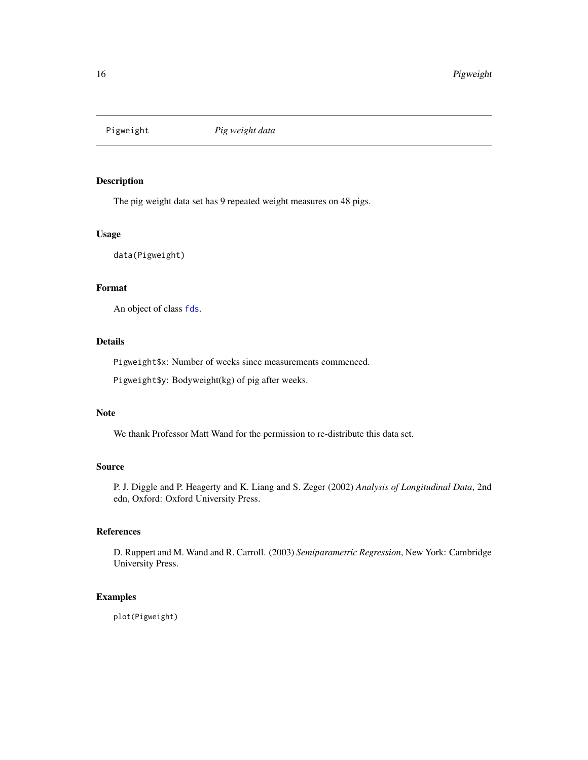Pigweight *Pig weight data*

## Description

The pig weight data set has 9 repeated weight measures on 48 pigs.

## Usage

```
data(Pigweight)
```

## Format

An object of class `fds`.

## Details

`Pigweight$x`: Number of weeks since measurements commenced.

`Pigweight$y`: Bodyweight(kg) of pig after weeks.

## Note

We thank Professor Matt Wand for the permission to re-distribute this data set.

## Source

P. J. Diggle and P. Heagerty and K. Liang and S. Zeger (2002) *Analysis of Longitudinal Data*, 2nd edn, Oxford: Oxford University Press.

## References

D. Ruppert and M. Wand and R. Carroll. (2003) *Semiparametric Regression*, New York: Cambridge University Press.

## Examples

```
plot(Pigweight)
```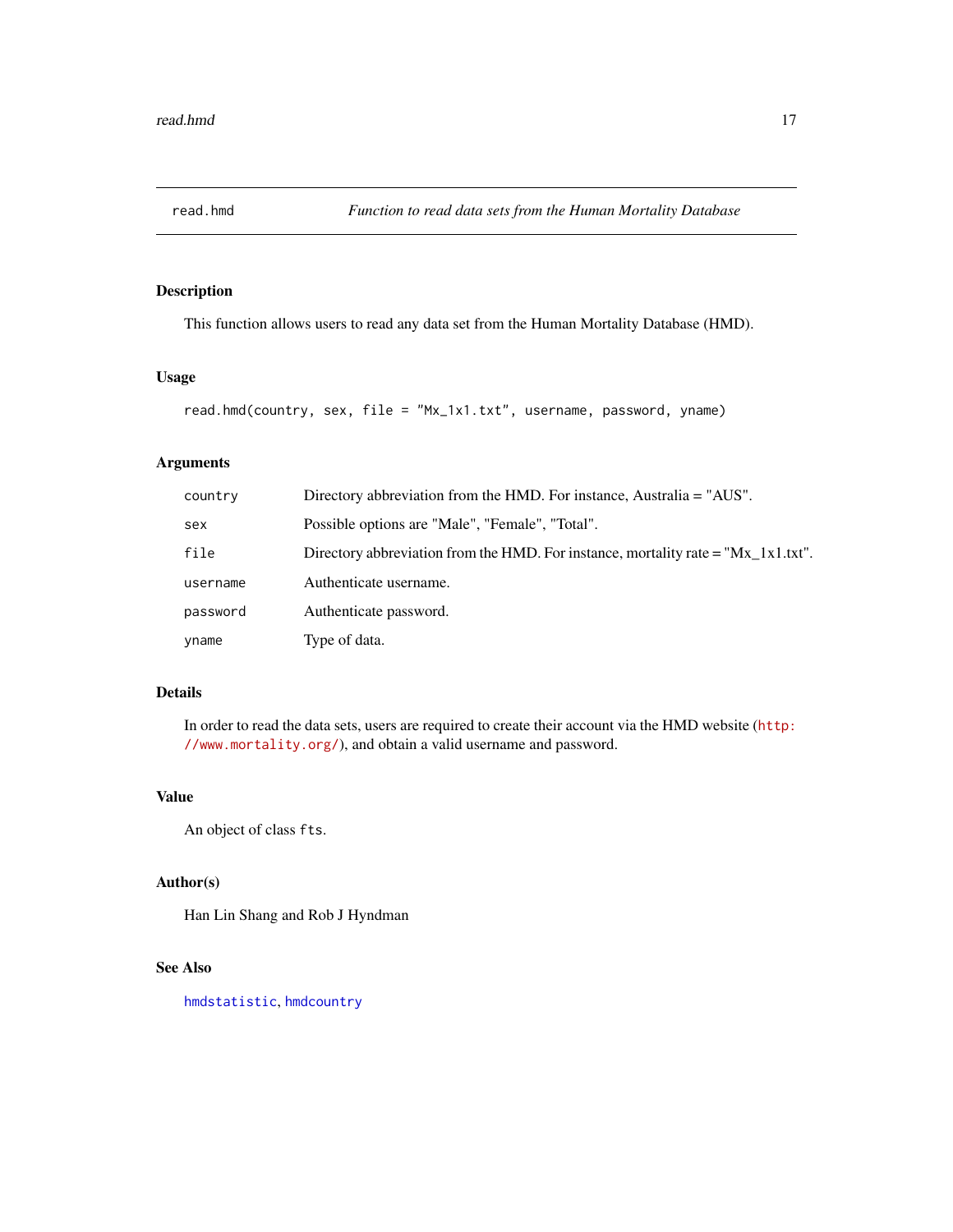## read.hmd — *Function to read data sets from the Human Mortality Database*

### Description

This function allows users to read any data set from the Human Mortality Database (HMD).

### Usage

```
read.hmd(country, sex, file = "Mx_1x1.txt", username, password, yname)
```

### Arguments

| | |
|---|---|
| `country` | Directory abbreviation from the HMD. For instance, Australia = "AUS". |
| `sex` | Possible options are "Male", "Female", "Total". |
| `file` | Directory abbreviation from the HMD. For instance, mortality rate = "Mx_1x1.txt". |
| `username` | Authenticate username. |
| `password` | Authenticate password. |
| `yname` | Type of data. |

### Details

In order to read the data sets, users are required to create their account via the HMD website (http://www.mortality.org/), and obtain a valid username and password.

### Value

An object of class `fts`.

### Author(s)

Han Lin Shang and Rob J Hyndman

### See Also

`hmdstatistic`, `hmdcountry`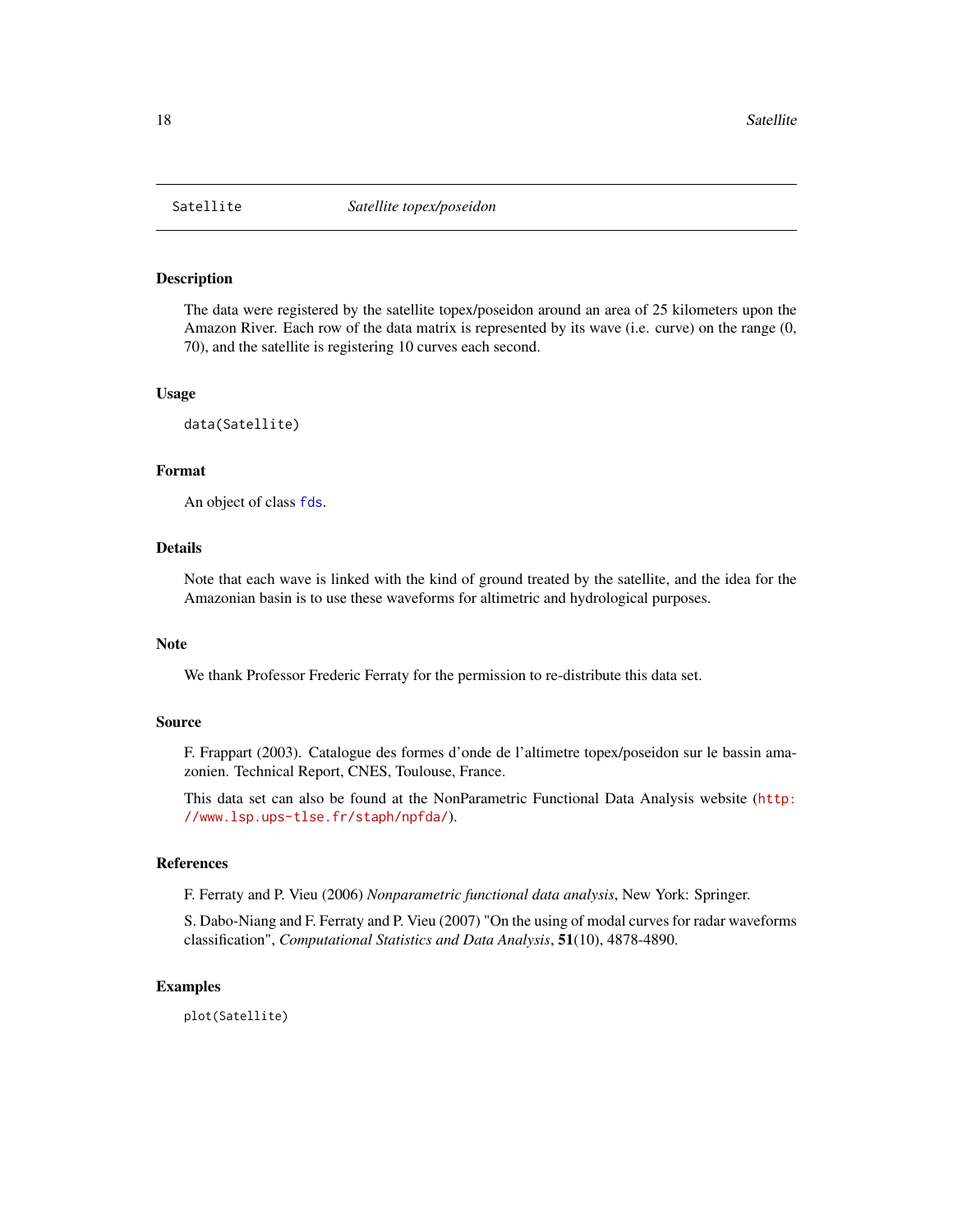# Satellite — *Satellite topex/poseidon*

## Description

The data were registered by the satellite topex/poseidon around an area of 25 kilometers upon the Amazon River. Each row of the data matrix is represented by its wave (i.e. curve) on the range (0, 70), and the satellite is registering 10 curves each second.

## Usage

```
data(Satellite)
```

## Format

An object of class `fds`.

## Details

Note that each wave is linked with the kind of ground treated by the satellite, and the idea for the Amazonian basin is to use these waveforms for altimetric and hydrological purposes.

## Note

We thank Professor Frederic Ferraty for the permission to re-distribute this data set.

## Source

F. Frappart (2003). Catalogue des formes d'onde de l'altimetre topex/poseidon sur le bassin amazonien. Technical Report, CNES, Toulouse, France.

This data set can also be found at the NonParametric Functional Data Analysis website (http://www.lsp.ups-tlse.fr/staph/npfda/).

## References

F. Ferraty and P. Vieu (2006) *Nonparametric functional data analysis*, New York: Springer.

S. Dabo-Niang and F. Ferraty and P. Vieu (2007) "On the using of modal curves for radar waveforms classification", *Computational Statistics and Data Analysis*, **51**(10), 4878-4890.

## Examples

```
plot(Satellite)
```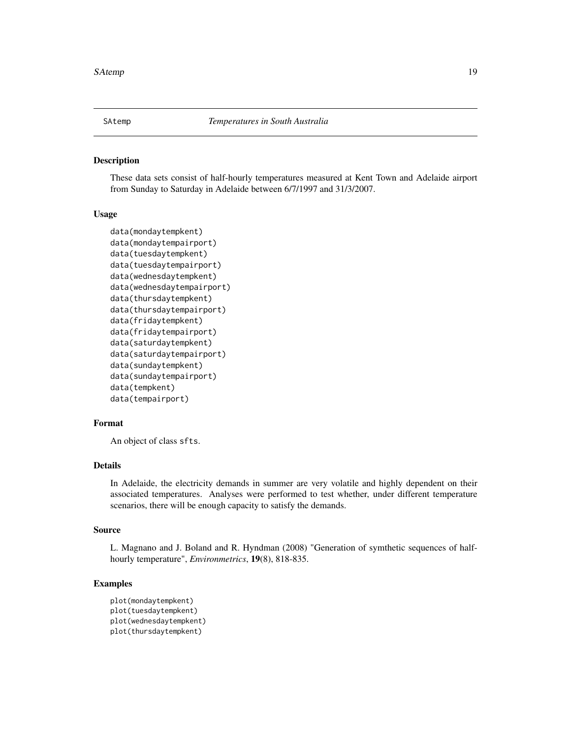SAtemp *Temperatures in South Australia*

## Description

These data sets consist of half-hourly temperatures measured at Kent Town and Adelaide airport from Sunday to Saturday in Adelaide between 6/7/1997 and 31/3/2007.

## Usage

```
data(mondaytempkent)
data(mondaytempairport)
data(tuesdaytempkent)
data(tuesdaytempairport)
data(wednesdaytempkent)
data(wednesdaytempairport)
data(thursdaytempkent)
data(thursdaytempairport)
data(fridaytempkent)
data(fridaytempairport)
data(saturdaytempkent)
data(saturdaytempairport)
data(sundaytempkent)
data(sundaytempairport)
data(tempkent)
data(tempairport)
```

## Format

An object of class `sfts`.

## Details

In Adelaide, the electricity demands in summer are very volatile and highly dependent on their associated temperatures. Analyses were performed to test whether, under different temperature scenarios, there will be enough capacity to satisfy the demands.

## Source

L. Magnano and J. Boland and R. Hyndman (2008) "Generation of symthetic sequences of half-hourly temperature", *Environmetrics*, **19**(8), 818-835.

## Examples

```
plot(mondaytempkent)
plot(tuesdaytempkent)
plot(wednesdaytempkent)
plot(thursdaytempkent)
```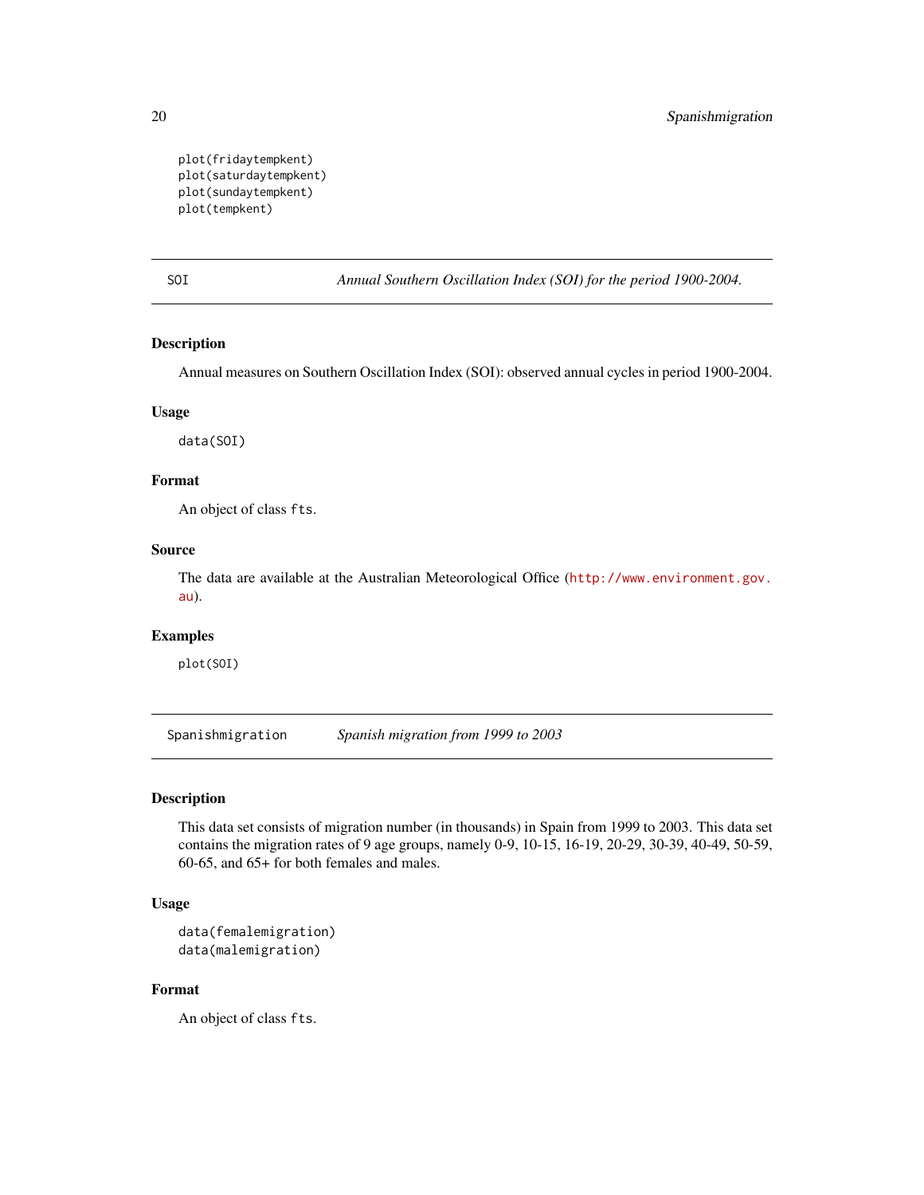```
plot(fridaytempkent)
plot(saturdaytempkent)
plot(sundaytempkent)
plot(tempkent)
```

---

SOI *Annual Southern Oscillation Index (SOI) for the period 1900-2004.*

---

## Description

Annual measures on Southern Oscillation Index (SOI): observed annual cycles in period 1900-2004.

## Usage

```
data(SOI)
```

## Format

An object of class `fts`.

## Source

The data are available at the Australian Meteorological Office (http://www.environment.gov.au).

## Examples

```
plot(SOI)
```

---

Spanishmigration *Spanish migration from 1999 to 2003*

---

## Description

This data set consists of migration number (in thousands) in Spain from 1999 to 2003. This data set contains the migration rates of 9 age groups, namely 0-9, 10-15, 16-19, 20-29, 30-39, 40-49, 50-59, 60-65, and 65+ for both females and males.

## Usage

```
data(femalemigration)
data(malemigration)
```

## Format

An object of class `fts`.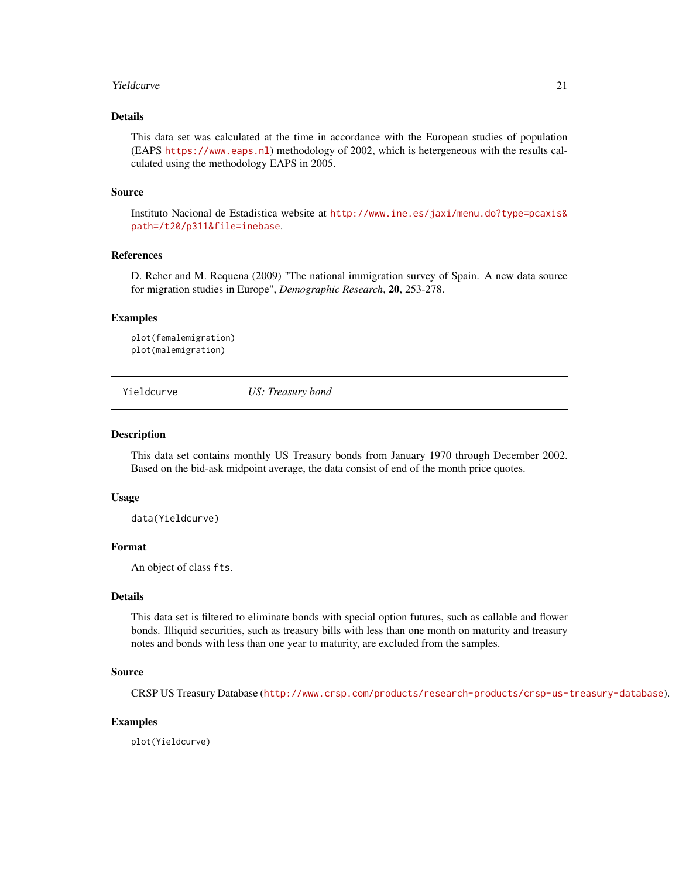## Details

This data set was calculated at the time in accordance with the European studies of population (EAPS https://www.eaps.nl) methodology of 2002, which is hetergeneous with the results calculated using the methodology EAPS in 2005.

## Source

Instituto Nacional de Estadistica website at http://www.ine.es/jaxi/menu.do?type=pcaxis&path=/t20/p311&file=inebase.

## References

D. Reher and M. Requena (2009) "The national immigration survey of Spain. A new data source for migration studies in Europe", *Demographic Research*, **20**, 253-278.

## Examples

```
plot(femalemigration)
plot(malemigration)
```

---

# Yieldcurve — *US: Treasury bond*

## Description

This data set contains monthly US Treasury bonds from January 1970 through December 2002. Based on the bid-ask midpoint average, the data consist of end of the month price quotes.

## Usage

```
data(Yieldcurve)
```

## Format

An object of class `fts`.

## Details

This data set is filtered to eliminate bonds with special option futures, such as callable and flower bonds. Illiquid securities, such as treasury bills with less than one month on maturity and treasury notes and bonds with less than one year to maturity, are excluded from the samples.

## Source

CRSP US Treasury Database (http://www.crsp.com/products/research-products/crsp-us-treasury-database).

## Examples

```
plot(Yieldcurve)
```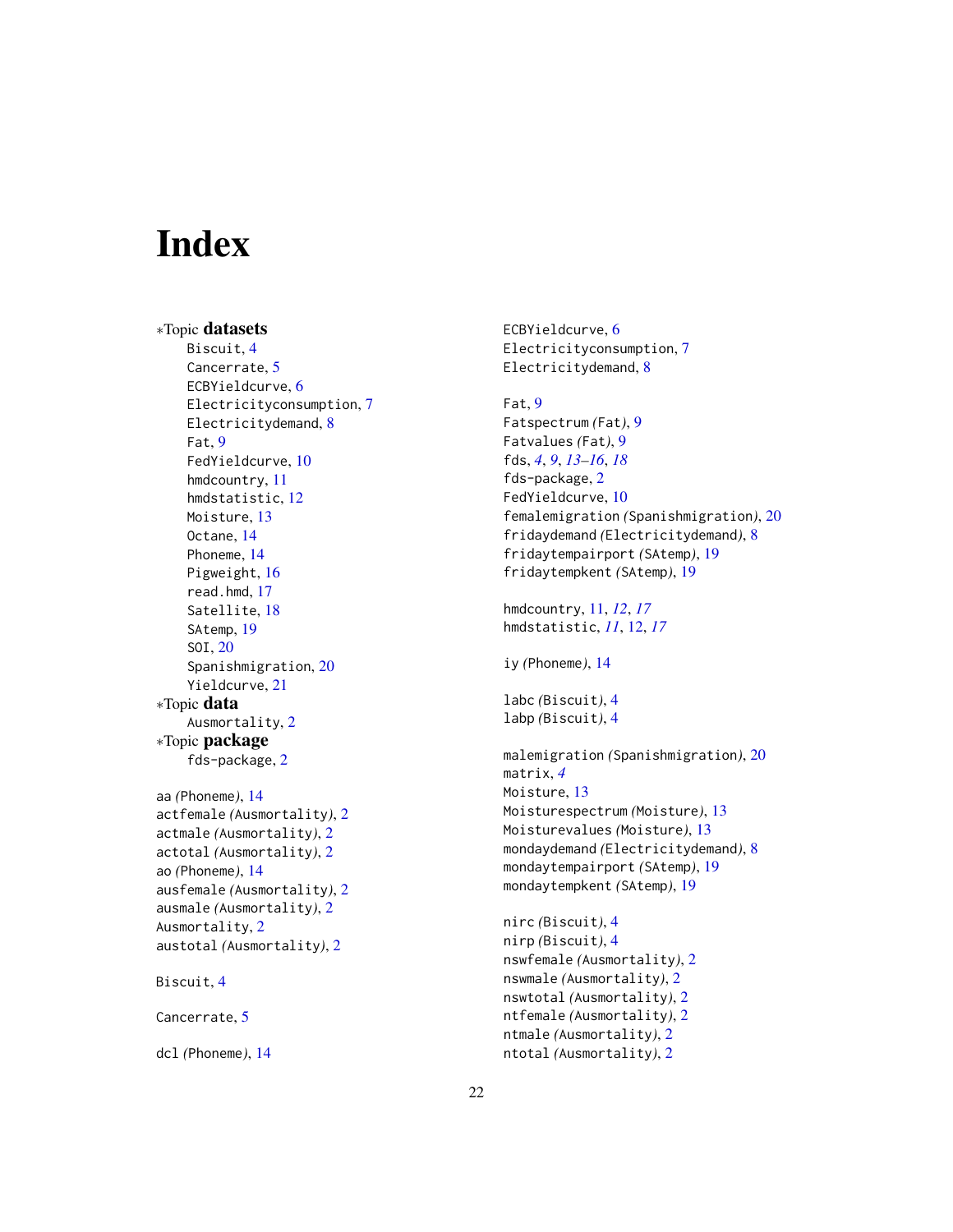# Index

∗Topic **datasets**

Biscuit, 4
Cancerrate, 5
ECBYieldcurve, 6
Electricityconsumption, 7
Electricitydemand, 8
Fat, 9
FedYieldcurve, 10
hmdcountry, 11
hmdstatistic, 12
Moisture, 13
Octane, 14
Phoneme, 14
Pigweight, 16
read.hmd, 17
Satellite, 18
SAtemp, 19
SOI, 20
Spanishmigration, 20
Yieldcurve, 21

∗Topic **data**

Ausmortality, 2

∗Topic **package**

fds-package, 2

aa *(Phoneme)*, 14
actfemale *(Ausmortality)*, 2
actmale *(Ausmortality)*, 2
actotal *(Ausmortality)*, 2
ao *(Phoneme)*, 14
ausfemale *(Ausmortality)*, 2
ausmale *(Ausmortality)*, 2
Ausmortality, 2
austotal *(Ausmortality)*, 2

Biscuit, 4

Cancerrate, 5

dcl *(Phoneme)*, 14

ECBYieldcurve, 6
Electricityconsumption, 7
Electricitydemand, 8

Fat, 9
Fatspectrum *(Fat)*, 9
Fatvalues *(Fat)*, 9
fds, *4*, *9*, *13–16*, *18*
fds-package, 2
FedYieldcurve, 10
femalemigration *(Spanishmigration)*, 20
fridaydemand *(Electricitydemand)*, 8
fridaytempairport *(SAtemp)*, 19
fridaytempkent *(SAtemp)*, 19

hmdcountry, 11, *12*, *17*
hmdstatistic, *11*, 12, *17*

iy *(Phoneme)*, 14

labc *(Biscuit)*, 4
labp *(Biscuit)*, 4

malemigration *(Spanishmigration)*, 20
matrix, *4*
Moisture, 13
Moisturespectrum *(Moisture)*, 13
Moisturevalues *(Moisture)*, 13
mondaydemand *(Electricitydemand)*, 8
mondaytempairport *(SAtemp)*, 19
mondaytempkent *(SAtemp)*, 19

nirc *(Biscuit)*, 4
nirp *(Biscuit)*, 4
nswfemale *(Ausmortality)*, 2
nswmale *(Ausmortality)*, 2
nswtotal *(Ausmortality)*, 2
ntfemale *(Ausmortality)*, 2
ntmale *(Ausmortality)*, 2
ntotal *(Ausmortality)*, 2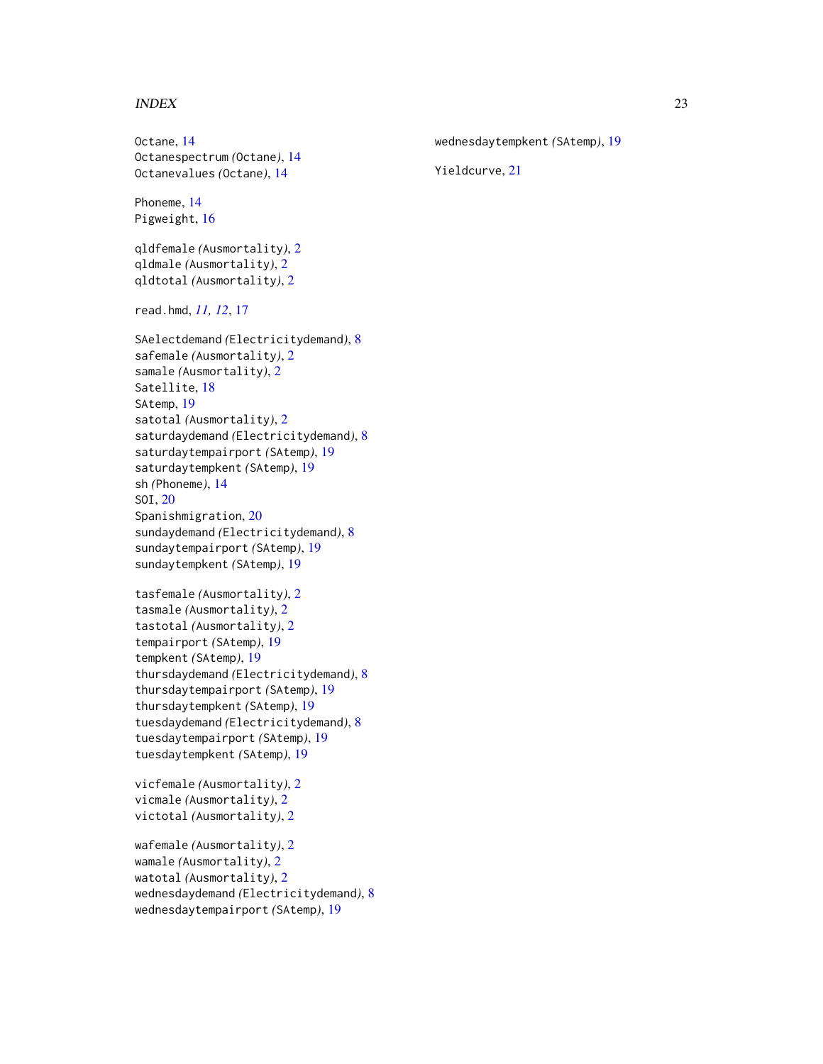Octane, 14
Octanespectrum *(*Octane*)*, 14
Octanevalues *(*Octane*)*, 14

Phoneme, 14
Pigweight, 16

qldfemale *(*Ausmortality*)*, 2
qldmale *(*Ausmortality*)*, 2
qldtotal *(*Ausmortality*)*, 2

read.hmd, *11, 12*, 17

SAelectdemand *(*Electricitydemand*)*, 8
safemale *(*Ausmortality*)*, 2
samale *(*Ausmortality*)*, 2
Satellite, 18
SAtemp, 19
satotal *(*Ausmortality*)*, 2
saturdaydemand *(*Electricitydemand*)*, 8
saturdaytempairport *(*SAtemp*)*, 19
saturdaytempkent *(*SAtemp*)*, 19
sh *(*Phoneme*)*, 14
SOI, 20
Spanishmigration, 20
sundaydemand *(*Electricitydemand*)*, 8
sundaytempairport *(*SAtemp*)*, 19
sundaytempkent *(*SAtemp*)*, 19

tasfemale *(*Ausmortality*)*, 2
tasmale *(*Ausmortality*)*, 2
tastotal *(*Ausmortality*)*, 2
tempairport *(*SAtemp*)*, 19
tempkent *(*SAtemp*)*, 19
thursdaydemand *(*Electricitydemand*)*, 8
thursdaytempairport *(*SAtemp*)*, 19
thursdaytempkent *(*SAtemp*)*, 19
tuesdaydemand *(*Electricitydemand*)*, 8
tuesdaytempairport *(*SAtemp*)*, 19
tuesdaytempkent *(*SAtemp*)*, 19

vicfemale *(*Ausmortality*)*, 2
vicmale *(*Ausmortality*)*, 2
victotal *(*Ausmortality*)*, 2

wafemale *(*Ausmortality*)*, 2
wamale *(*Ausmortality*)*, 2
watotal *(*Ausmortality*)*, 2
wednesdaydemand *(*Electricitydemand*)*, 8
wednesdaytempairport *(*SAtemp*)*, 19
wednesdaytempkent *(*SAtemp*)*, 19

Yieldcurve, 21